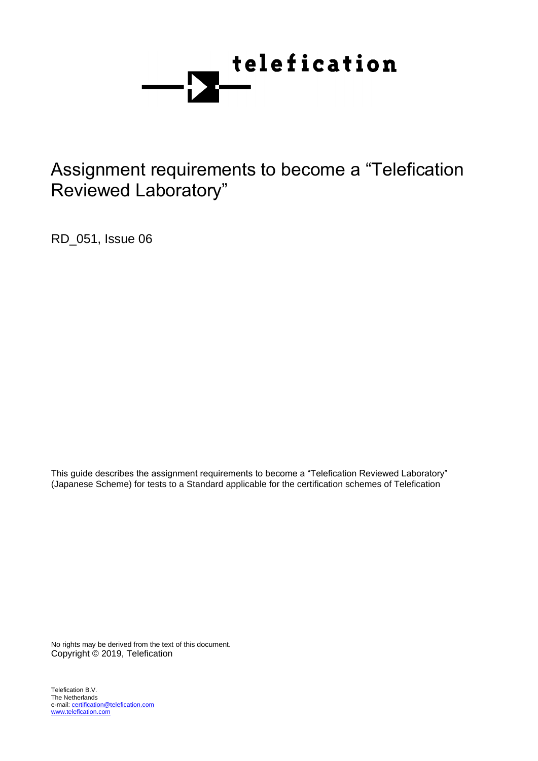telefication

# Assignment requirements to become a "Telefication Reviewed Laboratory"

RD_051, Issue 06

This guide describes the assignment requirements to become a "Telefication Reviewed Laboratory" (Japanese Scheme) for tests to a Standard applicable for the certification schemes of Telefication

No rights may be derived from the text of this document.
Copyright © 2019, Telefication

Telefication B.V.
The Netherlands
e-mail: certification@telefication.com
www.telefication.com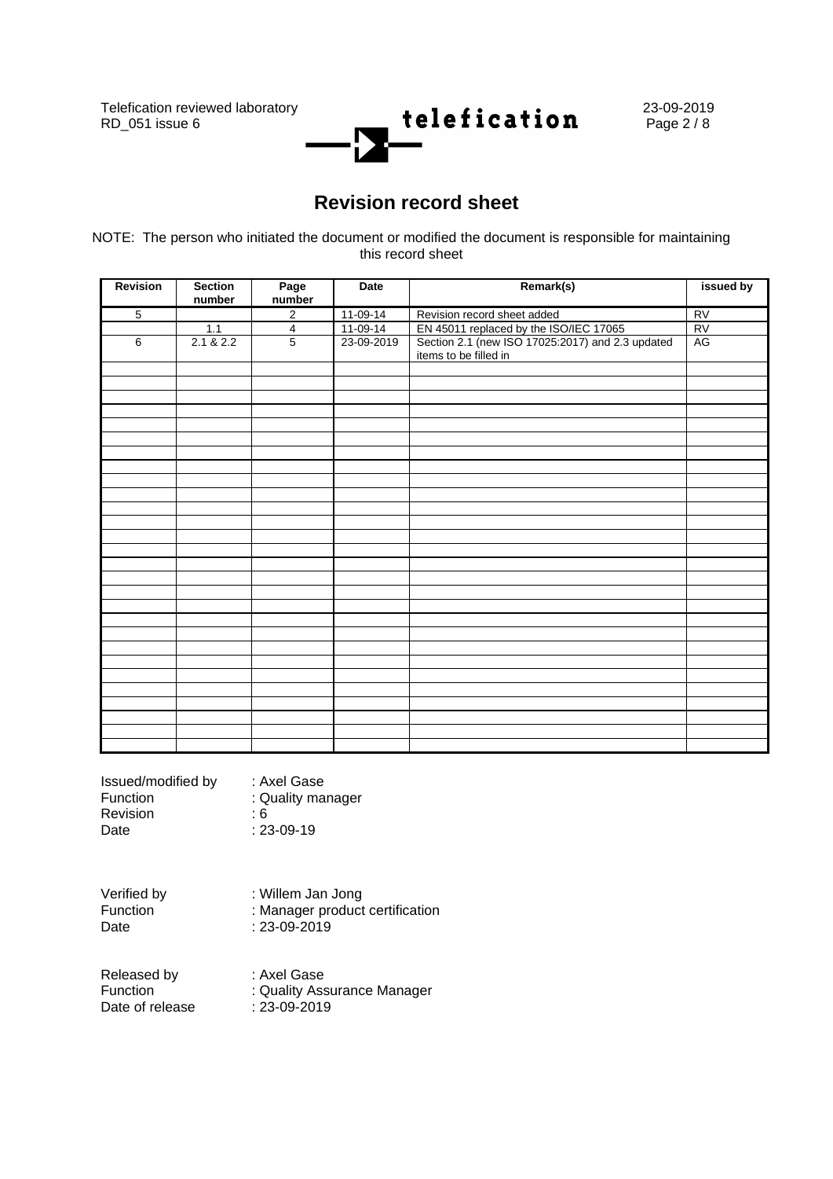# Revision record sheet

NOTE: The person who initiated the document or modified the document is responsible for maintaining this record sheet

| Revision | Section number | Page number | Date | Remark(s) | issued by |
|---|---|---|---|---|---|
| 5 | | 2 | 11-09-14 | Revision record sheet added | RV |
| | 1.1 | 4 | 11-09-14 | EN 45011 replaced by the ISO/IEC 17065 | RV |
| 6 | 2.1 & 2.2 | 5 | 23-09-2019 | Section 2.1 (new ISO 17025:2017) and 2.3 updated items to be filled in | AG |

Issued/modified by : Axel Gase
Function : Quality manager
Revision : 6
Date : 23-09-19

Verified by : Willem Jan Jong
Function : Manager product certification
Date : 23-09-2019

Released by : Axel Gase
Function : Quality Assurance Manager
Date of release : 23-09-2019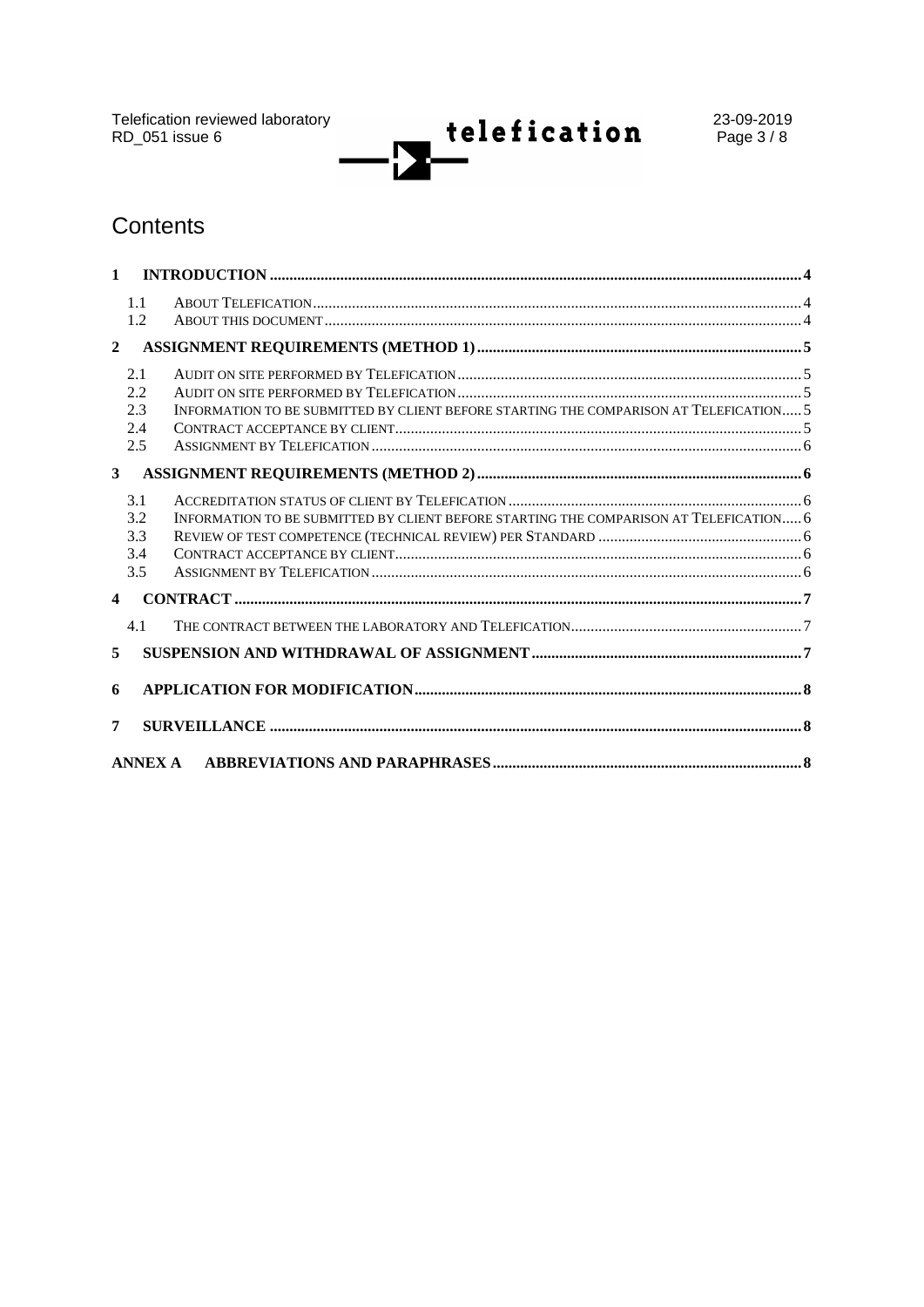# Contents

| | | |
|---|---|---|
| **1** | **INTRODUCTION** | **4** |
| 1.1 | ABOUT TELEFICATION | 4 |
| 1.2 | ABOUT THIS DOCUMENT | 4 |
| **2** | **ASSIGNMENT REQUIREMENTS (METHOD 1)** | **5** |
| 2.1 | AUDIT ON SITE PERFORMED BY TELEFICATION | 5 |
| 2.2 | AUDIT ON SITE PERFORMED BY TELEFICATION | 5 |
| 2.3 | INFORMATION TO BE SUBMITTED BY CLIENT BEFORE STARTING THE COMPARISON AT TELEFICATION | 5 |
| 2.4 | CONTRACT ACCEPTANCE BY CLIENT | 5 |
| 2.5 | ASSIGNMENT BY TELEFICATION | 6 |
| **3** | **ASSIGNMENT REQUIREMENTS (METHOD 2)** | **6** |
| 3.1 | ACCREDITATION STATUS OF CLIENT BY TELEFICATION | 6 |
| 3.2 | INFORMATION TO BE SUBMITTED BY CLIENT BEFORE STARTING THE COMPARISON AT TELEFICATION | 6 |
| 3.3 | REVIEW OF TEST COMPETENCE (TECHNICAL REVIEW) PER STANDARD | 6 |
| 3.4 | CONTRACT ACCEPTANCE BY CLIENT | 6 |
| 3.5 | ASSIGNMENT BY TELEFICATION | 6 |
| **4** | **CONTRACT** | **7** |
| 4.1 | THE CONTRACT BETWEEN THE LABORATORY AND TELEFICATION | 7 |
| **5** | **SUSPENSION AND WITHDRAWAL OF ASSIGNMENT** | **7** |
| **6** | **APPLICATION FOR MODIFICATION** | **8** |
| **7** | **SURVEILLANCE** | **8** |
| **ANNEX A** | **ABBREVIATIONS AND PARAPHRASES** | **8** |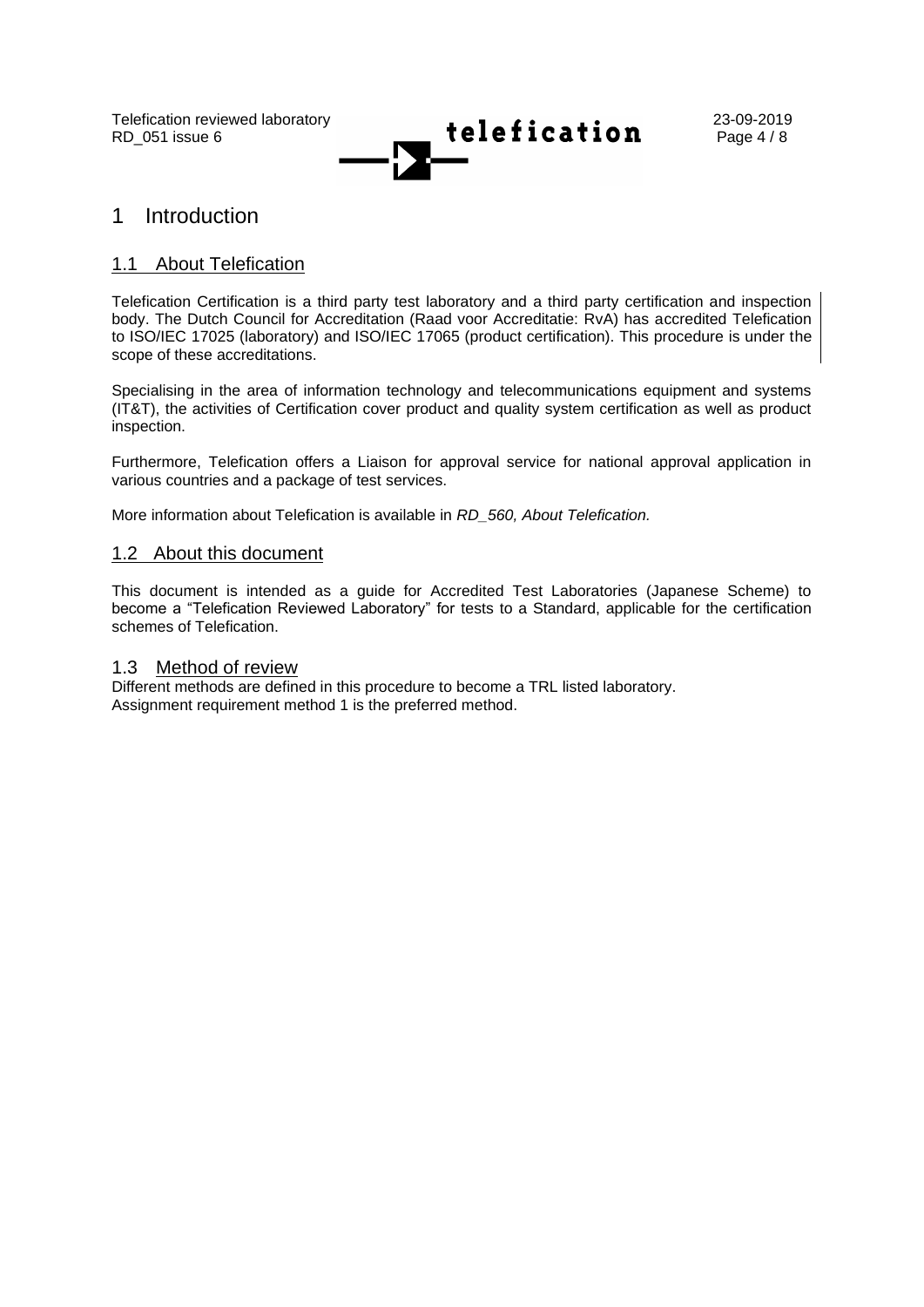# 1 Introduction

## 1.1 About Telefication

Telefication Certification is a third party test laboratory and a third party certification and inspection body. The Dutch Council for Accreditation (Raad voor Accreditatie: RvA) has accredited Telefication to ISO/IEC 17025 (laboratory) and ISO/IEC 17065 (product certification). This procedure is under the scope of these accreditations.

Specialising in the area of information technology and telecommunications equipment and systems (IT&T), the activities of Certification cover product and quality system certification as well as product inspection.

Furthermore, Telefication offers a Liaison for approval service for national approval application in various countries and a package of test services.

More information about Telefication is available in *RD_560, About Telefication.*

## 1.2 About this document

This document is intended as a guide for Accredited Test Laboratories (Japanese Scheme) to become a "Telefication Reviewed Laboratory" for tests to a Standard, applicable for the certification schemes of Telefication.

## 1.3 Method of review

Different methods are defined in this procedure to become a TRL listed laboratory.
Assignment requirement method 1 is the preferred method.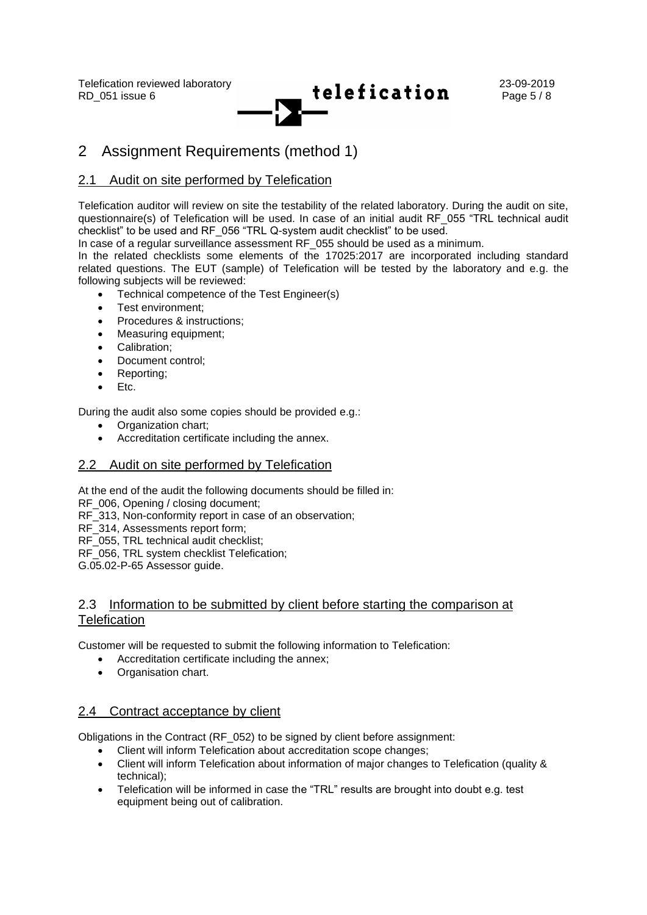# 2 Assignment Requirements (method 1)

## 2.1 Audit on site performed by Telefication

Telefication auditor will review on site the testability of the related laboratory. During the audit on site, questionnaire(s) of Telefication will be used. In case of an initial audit RF_055 "TRL technical audit checklist" to be used and RF_056 "TRL Q-system audit checklist" to be used.
In case of a regular surveillance assessment RF_055 should be used as a minimum.
In the related checklists some elements of the 17025:2017 are incorporated including standard related questions. The EUT (sample) of Telefication will be tested by the laboratory and e.g. the following subjects will be reviewed:

- Technical competence of the Test Engineer(s)
- Test environment;
- Procedures & instructions;
- Measuring equipment;
- Calibration;
- Document control;
- Reporting;
- Etc.

During the audit also some copies should be provided e.g.:

- Organization chart;
- Accreditation certificate including the annex.

## 2.2 Audit on site performed by Telefication

At the end of the audit the following documents should be filled in:
RF_006, Opening / closing document;
RF_313, Non-conformity report in case of an observation;
RF_314, Assessments report form;
RF_055, TRL technical audit checklist;
RF_056, TRL system checklist Telefication;
G.05.02-P-65 Assessor guide.

## 2.3 Information to be submitted by client before starting the comparison at Telefication

Customer will be requested to submit the following information to Telefication:

- Accreditation certificate including the annex;
- Organisation chart.

## 2.4 Contract acceptance by client

Obligations in the Contract (RF_052) to be signed by client before assignment:

- Client will inform Telefication about accreditation scope changes;
- Client will inform Telefication about information of major changes to Telefication (quality & technical);
- Telefication will be informed in case the "TRL" results are brought into doubt e.g. test equipment being out of calibration.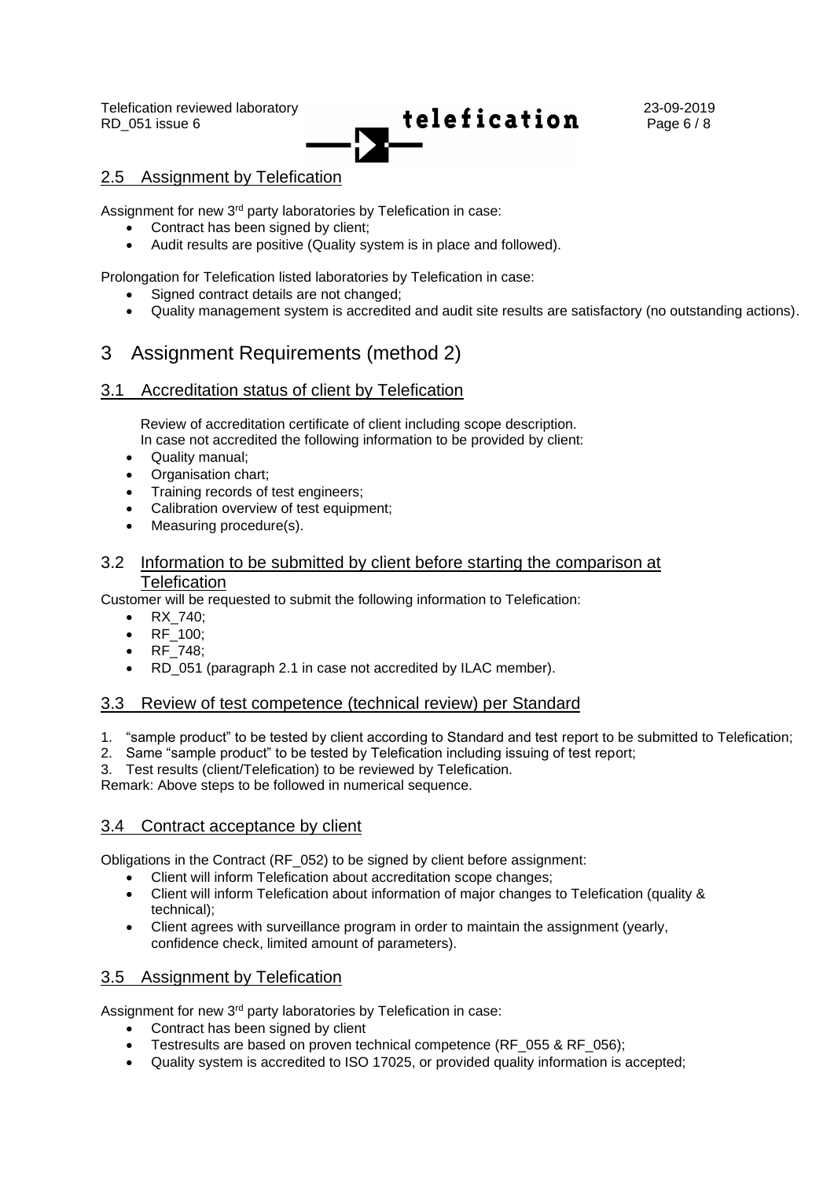## 2.5 Assignment by Telefication

Assignment for new 3rd party laboratories by Telefication in case:

- Contract has been signed by client;
- Audit results are positive (Quality system is in place and followed).

Prolongation for Telefication listed laboratories by Telefication in case:

- Signed contract details are not changed;
- Quality management system is accredited and audit site results are satisfactory (no outstanding actions).

# 3 Assignment Requirements (method 2)

## 3.1 Accreditation status of client by Telefication

Review of accreditation certificate of client including scope description.
In case not accredited the following information to be provided by client:

- Quality manual;
- Organisation chart;
- Training records of test engineers;
- Calibration overview of test equipment;
- Measuring procedure(s).

## 3.2 Information to be submitted by client before starting the comparison at Telefication

Customer will be requested to submit the following information to Telefication:

- RX_740;
- RF_100;
- RF_748;
- RD_051 (paragraph 2.1 in case not accredited by ILAC member).

## 3.3 Review of test competence (technical review) per Standard

1. "sample product" to be tested by client according to Standard and test report to be submitted to Telefication;
2. Same "sample product" to be tested by Telefication including issuing of test report;
3. Test results (client/Telefication) to be reviewed by Telefication.

Remark: Above steps to be followed in numerical sequence.

## 3.4 Contract acceptance by client

Obligations in the Contract (RF_052) to be signed by client before assignment:

- Client will inform Telefication about accreditation scope changes;
- Client will inform Telefication about information of major changes to Telefication (quality & technical);
- Client agrees with surveillance program in order to maintain the assignment (yearly, confidence check, limited amount of parameters).

## 3.5 Assignment by Telefication

Assignment for new 3rd party laboratories by Telefication in case:

- Contract has been signed by client
- Testresults are based on proven technical competence (RF_055 & RF_056);
- Quality system is accredited to ISO 17025, or provided quality information is accepted;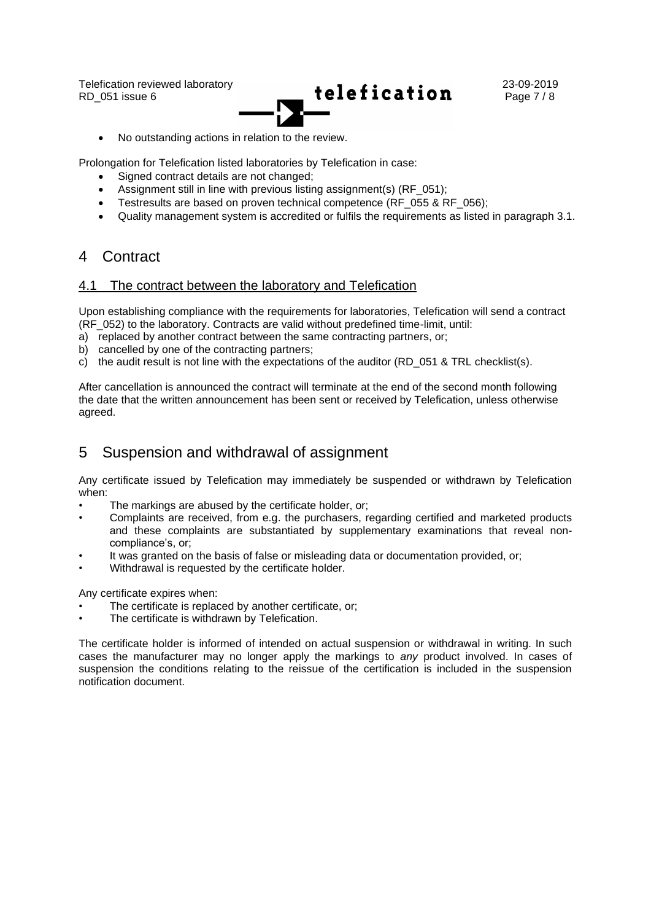- No outstanding actions in relation to the review.

Prolongation for Telefication listed laboratories by Telefication in case:

- Signed contract details are not changed;
- Assignment still in line with previous listing assignment(s) (RF_051);
- Testresults are based on proven technical competence (RF_055 & RF_056);
- Quality management system is accredited or fulfils the requirements as listed in paragraph 3.1.

# 4 Contract

## 4.1 The contract between the laboratory and Telefication

Upon establishing compliance with the requirements for laboratories, Telefication will send a contract (RF_052) to the laboratory. Contracts are valid without predefined time-limit, until:

a) replaced by another contract between the same contracting partners, or;
b) cancelled by one of the contracting partners;
c) the audit result is not line with the expectations of the auditor (RD_051 & TRL checklist(s).

After cancellation is announced the contract will terminate at the end of the second month following the date that the written announcement has been sent or received by Telefication, unless otherwise agreed.

# 5 Suspension and withdrawal of assignment

Any certificate issued by Telefication may immediately be suspended or withdrawn by Telefication when:

- The markings are abused by the certificate holder, or;
- Complaints are received, from e.g. the purchasers, regarding certified and marketed products and these complaints are substantiated by supplementary examinations that reveal non-compliance's, or;
- It was granted on the basis of false or misleading data or documentation provided, or;
- Withdrawal is requested by the certificate holder.

Any certificate expires when:

- The certificate is replaced by another certificate, or;
- The certificate is withdrawn by Telefication.

The certificate holder is informed of intended on actual suspension or withdrawal in writing. In such cases the manufacturer may no longer apply the markings to *any* product involved. In cases of suspension the conditions relating to the reissue of the certification is included in the suspension notification document.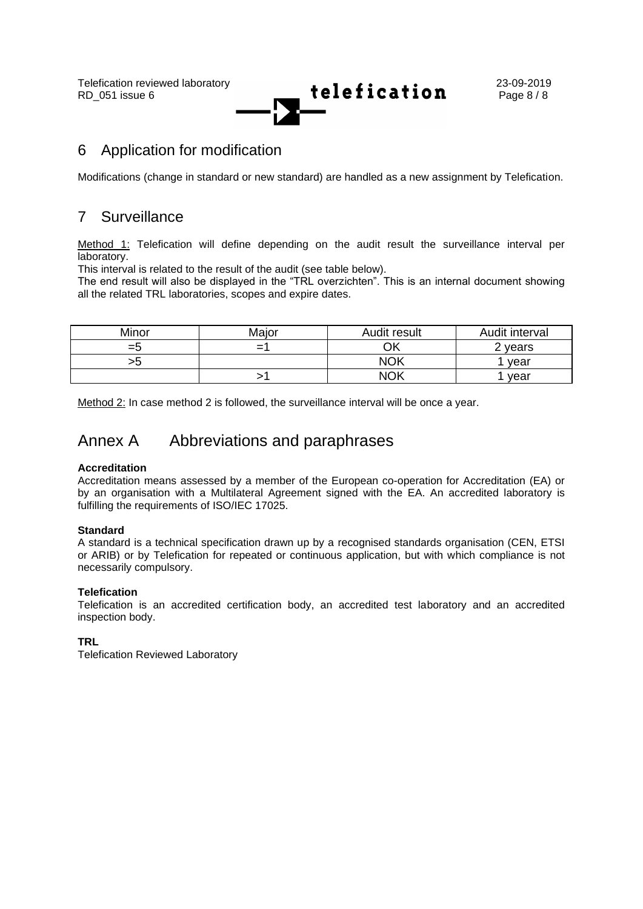# 6 Application for modification

Modifications (change in standard or new standard) are handled as a new assignment by Telefication.

# 7 Surveillance

Method 1: Telefication will define depending on the audit result the surveillance interval per laboratory.

This interval is related to the result of the audit (see table below).

The end result will also be displayed in the "TRL overzichten". This is an internal document showing all the related TRL laboratories, scopes and expire dates.

| Minor | Major | Audit result | Audit interval |
|---|---|---|---|
| =5 | =1 | OK | 2 years |
| >5 | | NOK | 1 year |
| | >1 | NOK | 1 year |

Method 2: In case method 2 is followed, the surveillance interval will be once a year.

# Annex A Abbreviations and paraphrases

**Accreditation**

Accreditation means assessed by a member of the European co-operation for Accreditation (EA) or by an organisation with a Multilateral Agreement signed with the EA. An accredited laboratory is fulfilling the requirements of ISO/IEC 17025.

**Standard**

A standard is a technical specification drawn up by a recognised standards organisation (CEN, ETSI or ARIB) or by Telefication for repeated or continuous application, but with which compliance is not necessarily compulsory.

**Telefication**

Telefication is an accredited certification body, an accredited test laboratory and an accredited inspection body.

**TRL**

Telefication Reviewed Laboratory